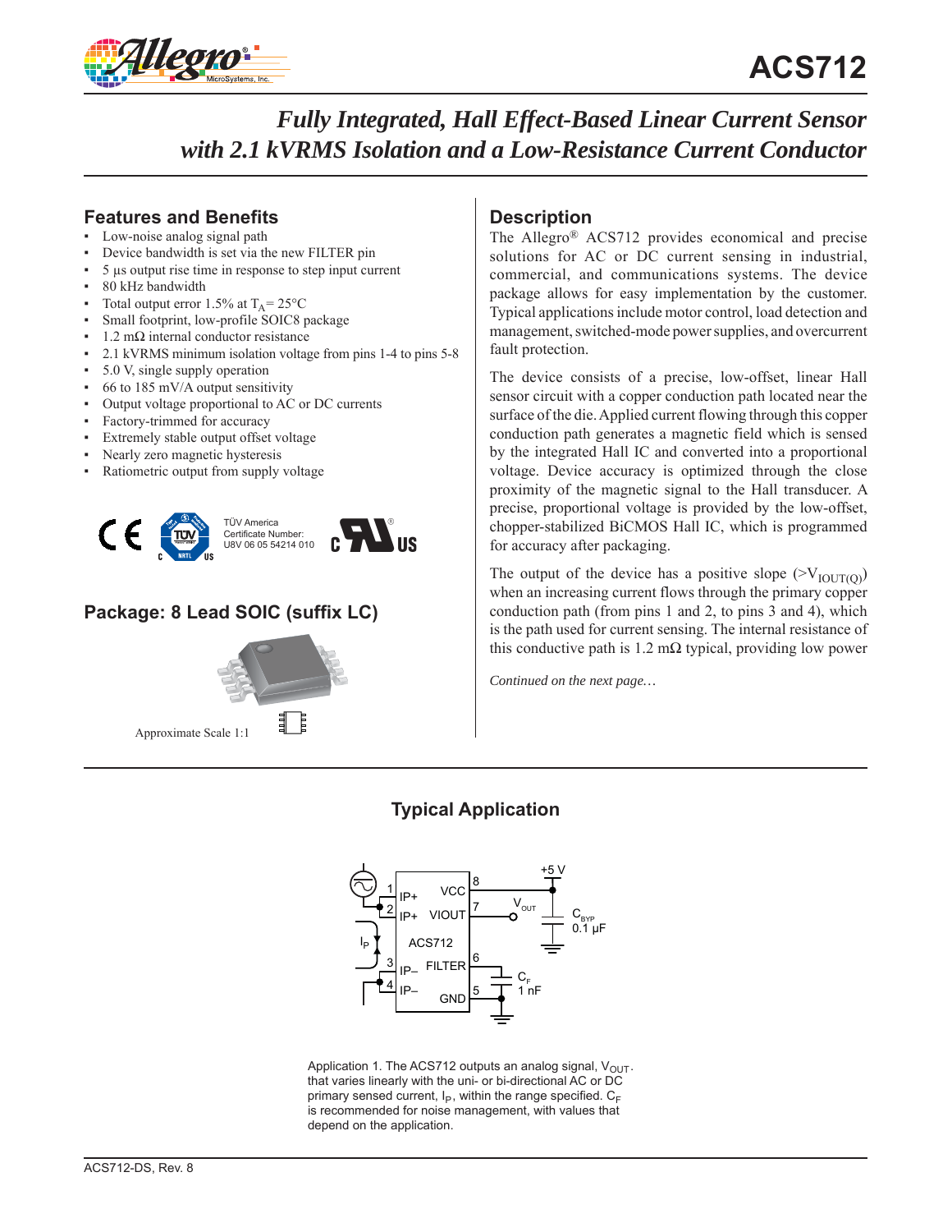# ACS712

## *Fully Integrated, Hall Effect-Based Linear Current Sensor with 2.1 kVRMS Isolation and a Low-Resistance Current Conductor*

### Features and Benefits

- Low-noise analog signal path
- Device bandwidth is set via the new FILTER pin
- 5 µs output rise time in response to step input current
- 80 kHz bandwidth
- Total output error 1.5% at $T_A$= 25°C
- Small footprint, low-profile SOIC8 package
- 1.2 mΩ internal conductor resistance
- 2.1 kVRMS minimum isolation voltage from pins 1-4 to pins 5-8
- 5.0 V, single supply operation
- 66 to 185 mV/A output sensitivity
- Output voltage proportional to AC or DC currents
- Factory-trimmed for accuracy
- Extremely stable output offset voltage
- Nearly zero magnetic hysteresis
- Ratiometric output from supply voltage

TÜV America
Certificate Number:
U8V 06 05 54214 010

### Package: 8 Lead SOIC (suffix LC)

Approximate Scale 1:1

### Description

The Allegro® ACS712 provides economical and precise solutions for AC or DC current sensing in industrial, commercial, and communications systems. The device package allows for easy implementation by the customer. Typical applications include motor control, load detection and management, switched-mode power supplies, and overcurrent fault protection.

The device consists of a precise, low-offset, linear Hall sensor circuit with a copper conduction path located near the surface of the die. Applied current flowing through this copper conduction path generates a magnetic field which is sensed by the integrated Hall IC and converted into a proportional voltage. Device accuracy is optimized through the close proximity of the magnetic signal to the Hall transducer. A precise, proportional voltage is provided by the low-offset, chopper-stabilized BiCMOS Hall IC, which is programmed for accuracy after packaging.

The output of the device has a positive slope (>$V_{IOUT(Q)}$) when an increasing current flows through the primary copper conduction path (from pins 1 and 2, to pins 3 and 4), which is the path used for current sensing. The internal resistance of this conductive path is 1.2 mΩ typical, providing low power

*Continued on the next page…*

### Typical Application

Application 1. The ACS712 outputs an analog signal, $V_{OUT}$. that varies linearly with the uni- or bi-directional AC or DC primary sensed current, $I_P$, within the range specified. $C_F$ is recommended for noise management, with values that depend on the application.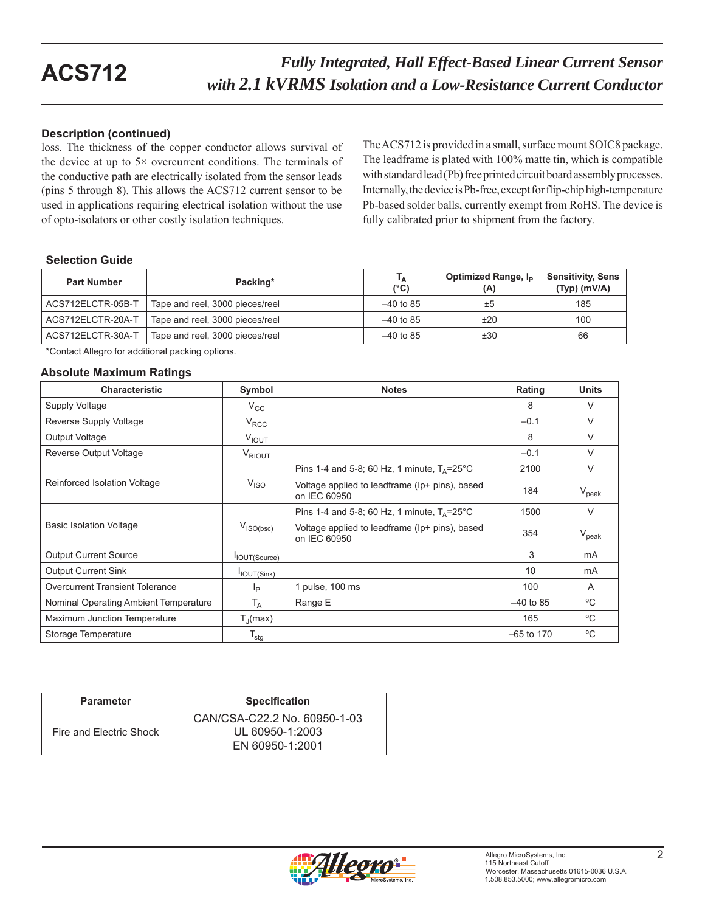### Description (continued)

loss. The thickness of the copper conductor allows survival of the device at up to 5× overcurrent conditions. The terminals of the conductive path are electrically isolated from the sensor leads (pins 5 through 8). This allows the ACS712 current sensor to be used in applications requiring electrical isolation without the use of opto-isolators or other costly isolation techniques.

The ACS712 is provided in a small, surface mount SOIC8 package. The leadframe is plated with 100% matte tin, which is compatible with standard lead (Pb) free printed circuit board assembly processes. Internally, the device is Pb-free, except for flip-chip high-temperature Pb-based solder balls, currently exempt from RoHS. The device is fully calibrated prior to shipment from the factory.

### Selection Guide

| Part Number | Packing* | $T_A$ (°C) | Optimized Range, $I_P$ (A) | Sensitivity, Sens (Typ) (mV/A) |
|---|---|---|---|---|
| ACS712ELCTR-05B-T | Tape and reel, 3000 pieces/reel | –40 to 85 | ±5 | 185 |
| ACS712ELCTR-20A-T | Tape and reel, 3000 pieces/reel | –40 to 85 | ±20 | 100 |
| ACS712ELCTR-30A-T | Tape and reel, 3000 pieces/reel | –40 to 85 | ±30 | 66 |

*Contact Allegro for additional packing options.

### Absolute Maximum Ratings

| Characteristic | Symbol | Notes | Rating | Units |
|---|---|---|---|---|
| Supply Voltage | $V_{CC}$ | | 8 | V |
| Reverse Supply Voltage | $V_{RCC}$ | | –0.1 | V |
| Output Voltage | $V_{IOUT}$ | | 8 | V |
| Reverse Output Voltage | $V_{RIOUT}$ | | –0.1 | V |
| Reinforced Isolation Voltage | $V_{ISO}$ | Pins 1-4 and 5-8; 60 Hz, 1 minute, $T_A$=25°C | 2100 | V |
| | | Voltage applied to leadframe (Ip+ pins), based on IEC 60950 | 184 | $V_{peak}$ |
| Basic Isolation Voltage | $V_{ISO(bsc)}$ | Pins 1-4 and 5-8; 60 Hz, 1 minute, $T_A$=25°C | 1500 | V |
| | | Voltage applied to leadframe (Ip+ pins), based on IEC 60950 | 354 | $V_{peak}$ |
| Output Current Source | $I_{IOUT(Source)}$ | | 3 | mA |
| Output Current Sink | $I_{IOUT(Sink)}$ | | 10 | mA |
| Overcurrent Transient Tolerance | $I_P$ | 1 pulse, 100 ms | 100 | A |
| Nominal Operating Ambient Temperature | $T_A$ | Range E | –40 to 85 | ºC |
| Maximum Junction Temperature | $T_J$(max) | | 165 | ºC |
| Storage Temperature | $T_{stg}$ | | –65 to 170 | ºC |

| Parameter | Specification |
|---|---|
| Fire and Electric Shock | CAN/CSA-C22.2 No. 60950-1-03<br>UL 60950-1:2003<br>EN 60950-1:2001 |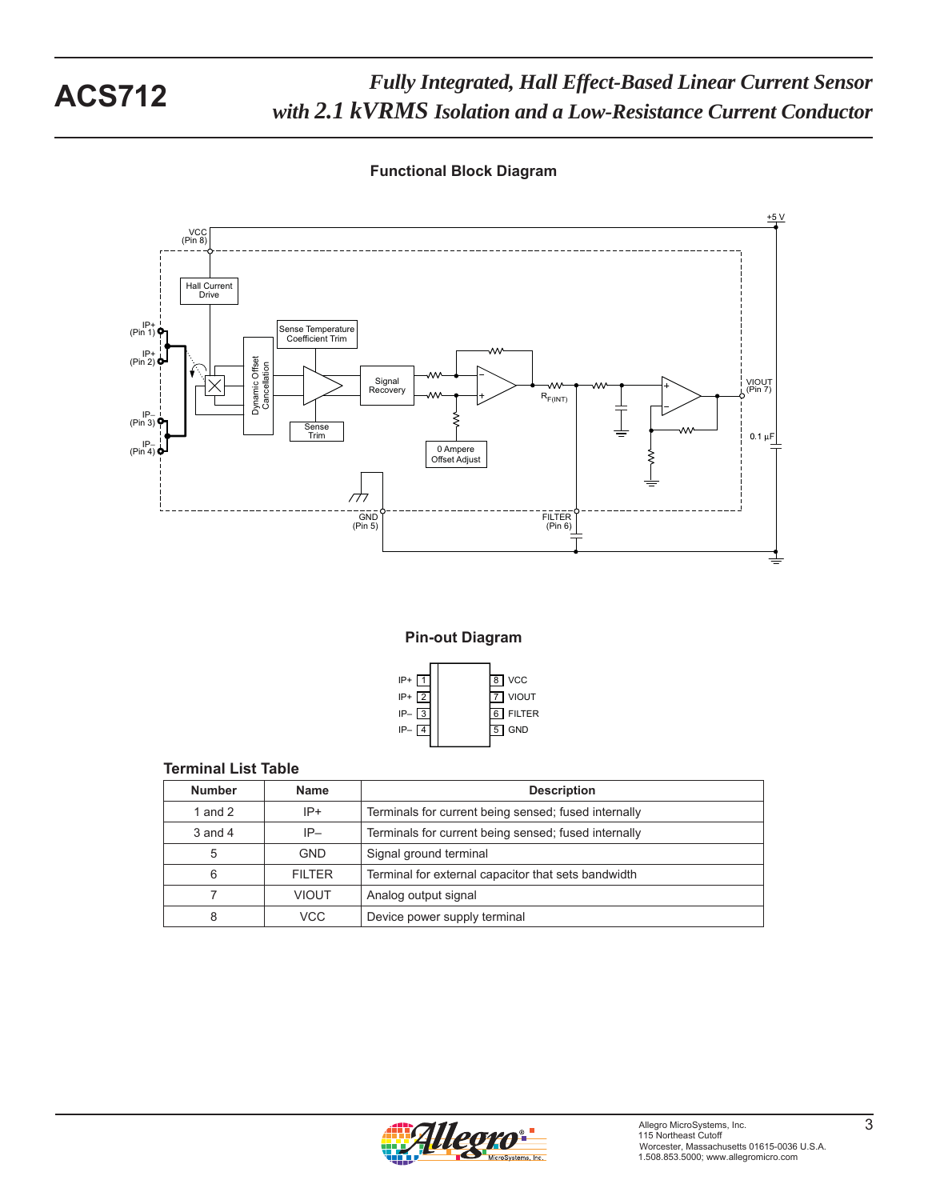## Functional Block Diagram

## Pin-out Diagram

### Terminal List Table

| Number | Name | Description |
|---|---|---|
| 1 and 2 | IP+ | Terminals for current being sensed; fused internally |
| 3 and 4 | IP– | Terminals for current being sensed; fused internally |
| 5 | GND | Signal ground terminal |
| 6 | FILTER | Terminal for external capacitor that sets bandwidth |
| 7 | VIOUT | Analog output signal |
| 8 | VCC | Device power supply terminal |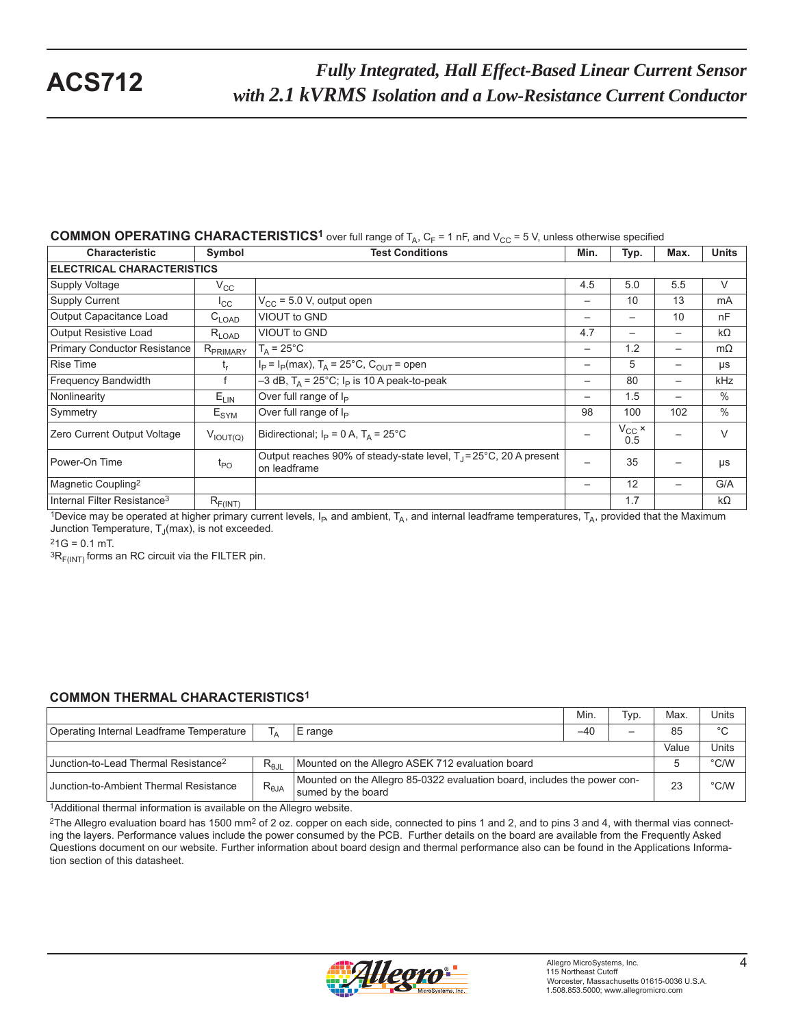### COMMON OPERATING CHARACTERISTICS[1] over full range of $T_A$, $C_F$ = 1 nF, and $V_{CC}$ = 5 V, unless otherwise specified

| Characteristic | Symbol | Test Conditions | Min. | Typ. | Max. | Units |
|---|---|---|---|---|---|---|
| **ELECTRICAL CHARACTERISTICS** | | | | | | |
| Supply Voltage | $V_{CC}$ | | 4.5 | 5.0 | 5.5 | V |
| Supply Current | $I_{CC}$ | $V_{CC}$ = 5.0 V, output open | – | 10 | 13 | mA |
| Output Capacitance Load | $C_{LOAD}$ | VIOUT to GND | – | – | 10 | nF |
| Output Resistive Load | $R_{LOAD}$ | VIOUT to GND | 4.7 | – | – | kΩ |
| Primary Conductor Resistance | $R_{PRIMARY}$ | $T_A$ = 25°C | – | 1.2 | – | mΩ |
| Rise Time | $t_r$ | $I_P = I_P$(max), $T_A$ = 25°C, $C_{OUT}$ = open | – | 5 | – | μs |
| Frequency Bandwidth | f | –3 dB, $T_A$ = 25°C; $I_P$ is 10 A peak-to-peak | – | 80 | – | kHz |
| Nonlinearity | $E_{LIN}$ | Over full range of $I_P$ | – | 1.5 | – | % |
| Symmetry | $E_{SYM}$ | Over full range of $I_P$ | 98 | 100 | 102 | % |
| Zero Current Output Voltage | $V_{IOUT(Q)}$ | Bidirectional; $I_P$ = 0 A, $T_A$ = 25°C | – | $V_{CC}$ × 0.5 | – | V |
| Power-On Time | $t_{PO}$ | Output reaches 90% of steady-state level, $T_J$ = 25°C, 20 A present on leadframe | – | 35 | – | μs |
| Magnetic Coupling[2] | | | – | 12 | – | G/A |
| Internal Filter Resistance[3] | $R_{F(INT)}$ | | | 1.7 | | kΩ |

[1]Device may be operated at higher primary current levels, $I_P$, and ambient, $T_A$, and internal leadframe temperatures, $T_A$, provided that the Maximum Junction Temperature, $T_J$(max), is not exceeded.

[2]1G = 0.1 mT.

[3]$R_{F(INT)}$ forms an RC circuit via the FILTER pin.

### COMMON THERMAL CHARACTERISTICS[1]

| | | | Min. | Typ. | Max. | Units |
|---|---|---|---|---|---|---|
| Operating Internal Leadframe Temperature | $T_A$ | E range | –40 | – | 85 | °C |
| | | | | | Value | Units |
| Junction-to-Lead Thermal Resistance[2] | $R_{θJL}$ | Mounted on the Allegro ASEK 712 evaluation board | | | 5 | °C/W |
| Junction-to-Ambient Thermal Resistance | $R_{θJA}$ | Mounted on the Allegro 85-0322 evaluation board, includes the power consumed by the board | | | 23 | °C/W |

[1]Additional thermal information is available on the Allegro website.

[2]The Allegro evaluation board has 1500 mm² of 2 oz. copper on each side, connected to pins 1 and 2, and to pins 3 and 4, with thermal vias connecting the layers. Performance values include the power consumed by the PCB. Further details on the board are available from the Frequently Asked Questions document on our website. Further information about board design and thermal performance also can be found in the Applications Information section of this datasheet.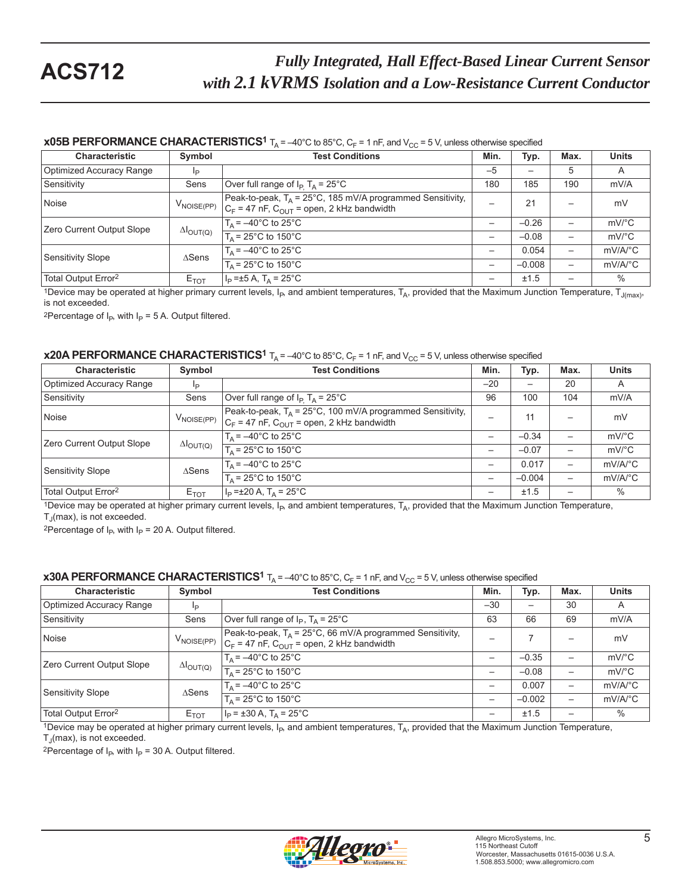### x05B PERFORMANCE CHARACTERISTICS[1] $T_A$ = –40°C to 85°C, $C_F$ = 1 nF, and $V_{CC}$ = 5 V, unless otherwise specified

| Characteristic | Symbol | Test Conditions | Min. | Typ. | Max. | Units |
|---|---|---|---|---|---|---|
| Optimized Accuracy Range | $I_P$ | | –5 | – | 5 | A |
| Sensitivity | Sens | Over full range of $I_P$, $T_A$ = 25°C | 180 | 185 | 190 | mV/A |
| Noise | $V_{NOISE(PP)}$ | Peak-to-peak, $T_A$ = 25°C, 185 mV/A programmed Sensitivity, $C_F$ = 47 nF, $C_{OUT}$ = open, 2 kHz bandwidth | – | 21 | – | mV |
| Zero Current Output Slope | $\Delta I_{OUT(Q)}$ | $T_A$ = –40°C to 25°C | – | –0.26 | – | mV/°C |
| | | $T_A$ = 25°C to 150°C | – | –0.08 | – | mV/°C |
| Sensitivity Slope | $\Delta$Sens | $T_A$ = –40°C to 25°C | – | 0.054 | – | mV/A/°C |
| | | $T_A$ = 25°C to 150°C | – | –0.008 | – | mV/A/°C |
| Total Output Error[2] | $E_{TOT}$ | $I_P$ =±5 A, $T_A$ = 25°C | – | ±1.5 | – | % |

[1]Device may be operated at higher primary current levels, $I_P$, and ambient temperatures, $T_A$, provided that the Maximum Junction Temperature, $T_{J(max)}$, is not exceeded.

[2]Percentage of $I_P$, with $I_P$ = 5 A. Output filtered.

### x20A PERFORMANCE CHARACTERISTICS[1] $T_A$ = –40°C to 85°C, $C_F$ = 1 nF, and $V_{CC}$ = 5 V, unless otherwise specified

| Characteristic | Symbol | Test Conditions | Min. | Typ. | Max. | Units |
|---|---|---|---|---|---|---|
| Optimized Accuracy Range | $I_P$ | | –20 | – | 20 | A |
| Sensitivity | Sens | Over full range of $I_P$, $T_A$ = 25°C | 96 | 100 | 104 | mV/A |
| Noise | $V_{NOISE(PP)}$ | Peak-to-peak, $T_A$ = 25°C, 100 mV/A programmed Sensitivity, $C_F$ = 47 nF, $C_{OUT}$ = open, 2 kHz bandwidth | – | 11 | – | mV |
| Zero Current Output Slope | $\Delta I_{OUT(Q)}$ | $T_A$ = –40°C to 25°C | – | –0.34 | – | mV/°C |
| | | $T_A$ = 25°C to 150°C | – | –0.07 | – | mV/°C |
| Sensitivity Slope | $\Delta$Sens | $T_A$ = –40°C to 25°C | – | 0.017 | – | mV/A/°C |
| | | $T_A$ = 25°C to 150°C | – | –0.004 | – | mV/A/°C |
| Total Output Error[2] | $E_{TOT}$ | $I_P$ =±20 A, $T_A$ = 25°C | – | ±1.5 | – | % |

[1]Device may be operated at higher primary current levels, $I_P$, and ambient temperatures, $T_A$, provided that the Maximum Junction Temperature, $T_J$(max), is not exceeded.

[2]Percentage of $I_P$, with $I_P$ = 20 A. Output filtered.

### x30A PERFORMANCE CHARACTERISTICS[1] $T_A$ = –40°C to 85°C, $C_F$ = 1 nF, and $V_{CC}$ = 5 V, unless otherwise specified

| Characteristic | Symbol | Test Conditions | Min. | Typ. | Max. | Units |
|---|---|---|---|---|---|---|
| Optimized Accuracy Range | $I_P$ | | –30 | – | 30 | A |
| Sensitivity | Sens | Over full range of $I_P$, $T_A$ = 25°C | 63 | 66 | 69 | mV/A |
| Noise | $V_{NOISE(PP)}$ | Peak-to-peak, $T_A$ = 25°C, 66 mV/A programmed Sensitivity, $C_F$ = 47 nF, $C_{OUT}$ = open, 2 kHz bandwidth | – | 7 | – | mV |
| Zero Current Output Slope | $\Delta I_{OUT(Q)}$ | $T_A$ = –40°C to 25°C | – | –0.35 | – | mV/°C |
| | | $T_A$ = 25°C to 150°C | – | –0.08 | – | mV/°C |
| Sensitivity Slope | $\Delta$Sens | $T_A$ = –40°C to 25°C | – | 0.007 | – | mV/A/°C |
| | | $T_A$ = 25°C to 150°C | – | –0.002 | – | mV/A/°C |
| Total Output Error[2] | $E_{TOT}$ | $I_P$ = ±30 A, $T_A$ = 25°C | – | ±1.5 | – | % |

[1]Device may be operated at higher primary current levels, $I_P$, and ambient temperatures, $T_A$, provided that the Maximum Junction Temperature, $T_J$(max), is not exceeded.

[2]Percentage of $I_P$, with $I_P$ = 30 A. Output filtered.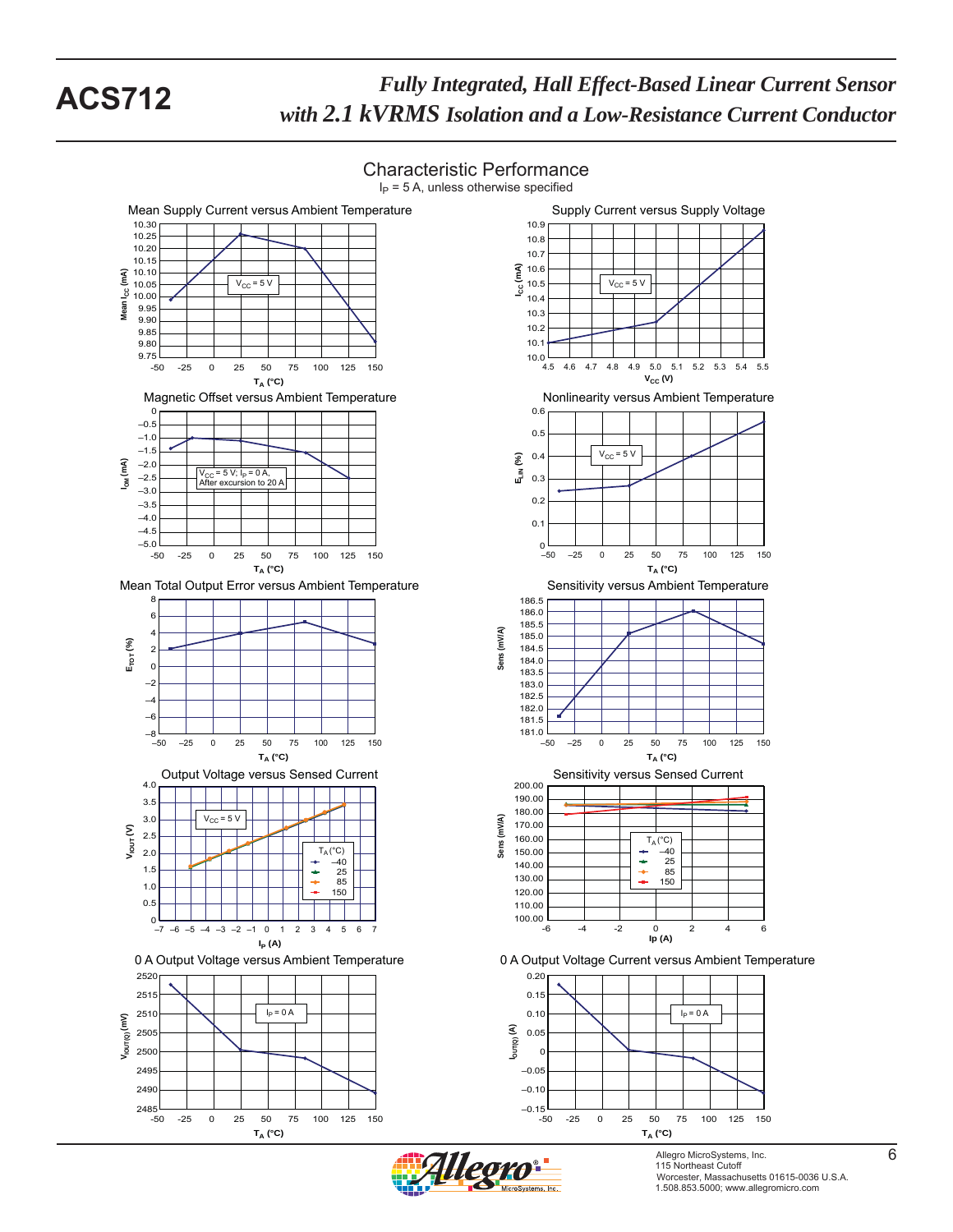## Characteristic Performance

$I_P$ = 5 A, unless otherwise specified

### Mean Supply Current versus Ambient Temperature

$V_{CC}$ = 5 V

Mean $I_{CC}$ (mA) vs. $T_A$ (°C)

### Supply Current versus Supply Voltage

$V_{CC}$ = 5 V

$I_{CC}$ (mA) vs. $V_{CC}$ (V)

### Magnetic Offset versus Ambient Temperature

$V_{CC}$ = 5 V; $I_P$ = 0 A, After excursion to 20 A

$I_{OM}$ (mA) vs. $T_A$ (°C)

### Nonlinearity versus Ambient Temperature

$V_{CC}$ = 5 V

$E_{LIN}$ (%) vs. $T_A$ (°C)

### Mean Total Output Error versus Ambient Temperature

$E_{TOT}$ (%) vs. $T_A$ (°C)

### Sensitivity versus Ambient Temperature

Sens (mV/A) vs. $T_A$ (°C)

### Output Voltage versus Sensed Current

$V_{CC}$ = 5 V

$T_A$ (°C): –40, 25, 85, 150

$V_{IOUT}$ (V) vs. $I_P$ (A)

### Sensitivity versus Sensed Current

$T_A$ (°C): –40, 25, 85, 150

Sens (mV/A) vs. Ip (A)

### 0 A Output Voltage versus Ambient Temperature

$I_P$ = 0 A

$V_{IOUT(Q)}$ (mV) vs. $T_A$ (°C)

### 0 A Output Voltage Current versus Ambient Temperature

$I_P$ = 0 A

$I_{OUT(Q)}$ (A) vs. $T_A$ (°C)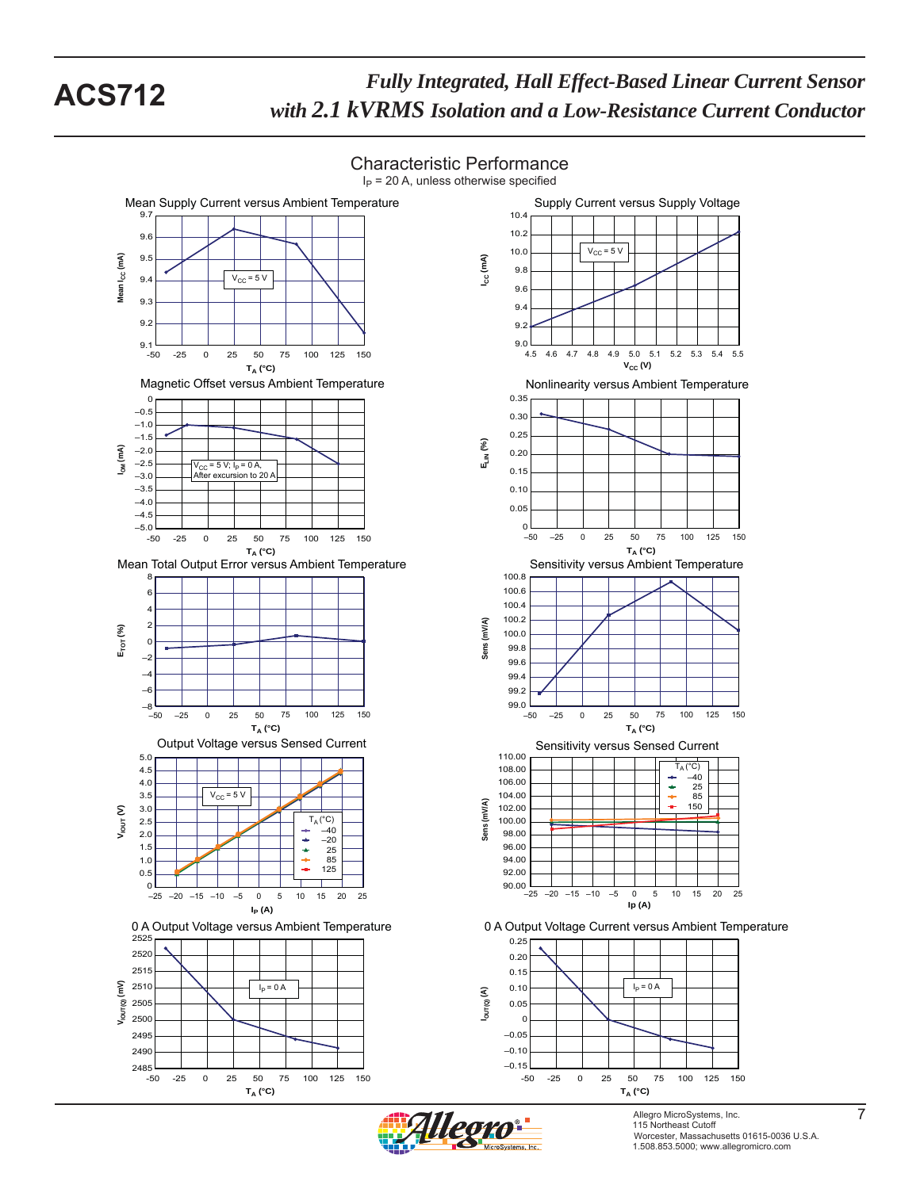## Characteristic Performance

$I_P$ = 20 A, unless otherwise specified

**Mean Supply Current versus Ambient Temperature**

$V_{CC}$ = 5 V

Mean $I_{CC}$ (mA) vs. $T_A$ (°C)

**Supply Current versus Supply Voltage**

$V_{CC}$ = 5 V

$I_{CC}$ (mA) vs. $V_{CC}$ (V)

**Magnetic Offset versus Ambient Temperature**

$V_{CC}$ = 5 V; $I_P$ = 0 A, After excursion to 20 A

$I_{OM}$ (mA) vs. $T_A$ (°C)

**Nonlinearity versus Ambient Temperature**

$E_{LIN}$ (%) vs. $T_A$ (°C)

**Mean Total Output Error versus Ambient Temperature**

$E_{TOT}$ (%) vs. $T_A$ (°C)

**Sensitivity versus Ambient Temperature**

Sens (mV/A) vs. $T_A$ (°C)

**Output Voltage versus Sensed Current**

$V_{CC}$ = 5 V; $T_A$ (°C): –40, –20, 25, 85, 125

$V_{IOUT}$ (V) vs. $I_P$ (A)

**Sensitivity versus Sensed Current**

$T_A$ (°C): –40, 25, 85, 150

Sens (mV/A) vs. Ip (A)

**0 A Output Voltage versus Ambient Temperature**

$I_P$ = 0 A

$V_{IOUT(Q)}$ (mV) vs. $T_A$ (°C)

**0 A Output Voltage Current versus Ambient Temperature**

$I_P$ = 0 A

$I_{OUT(Q)}$ (A) vs. $T_A$ (°C)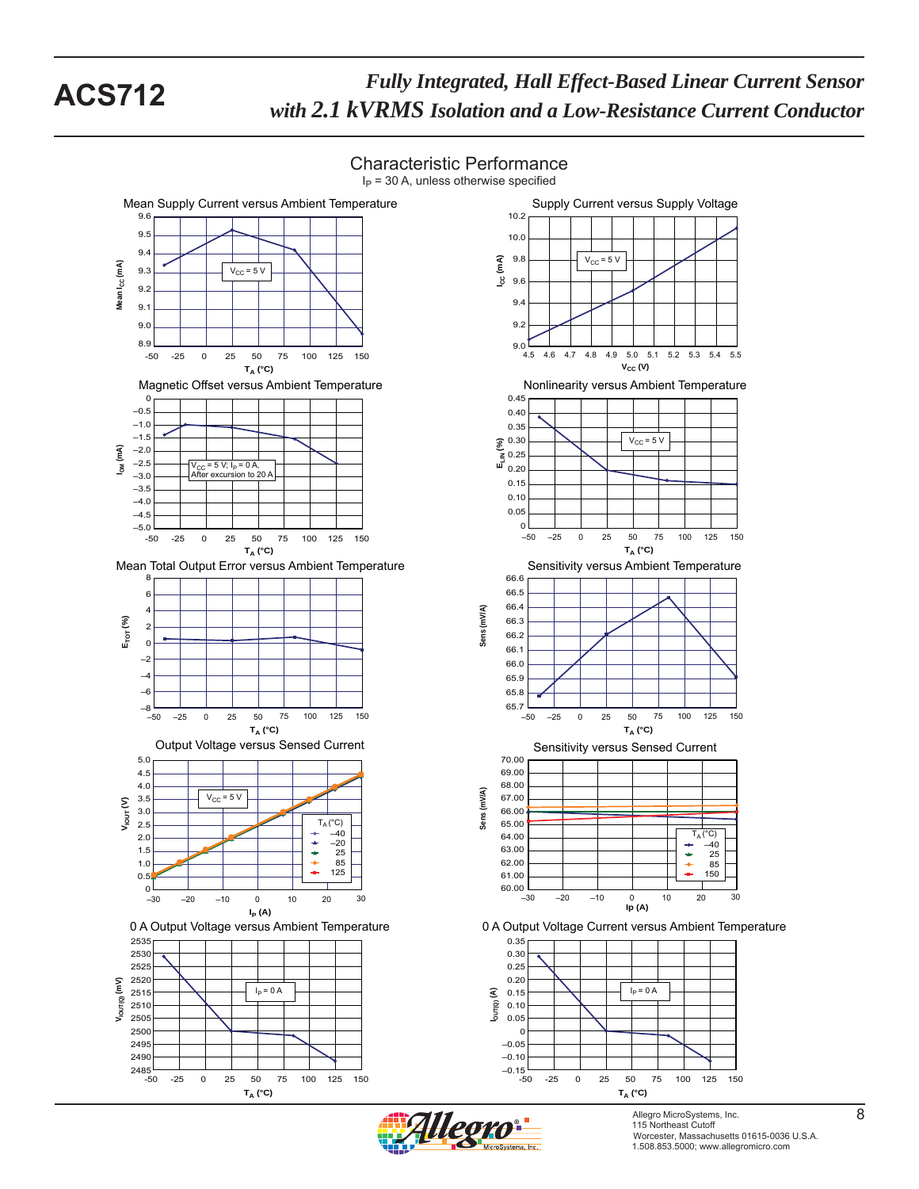## Characteristic Performance

$I_P$ = 30 A, unless otherwise specified

**Mean Supply Current versus Ambient Temperature**

Mean $I_{CC}$ (mA) vs. $T_A$ (°C); $V_{CC}$ = 5 V

**Supply Current versus Supply Voltage**

$I_{CC}$ (mA) vs. $V_{CC}$ (V); $V_{CC}$ = 5 V

**Magnetic Offset versus Ambient Temperature**

$I_{OM}$ (mA) vs. $T_A$ (°C); $V_{CC}$ = 5 V; $I_P$ = 0 A, After excursion to 20 A

**Nonlinearity versus Ambient Temperature**

$E_{LIN}$ (%) vs. $T_A$ (°C); $V_{CC}$ = 5 V

**Mean Total Output Error versus Ambient Temperature**

$E_{TOT}$ (%) vs. $T_A$ (°C)

**Sensitivity versus Ambient Temperature**

Sens (mV/A) vs. $T_A$ (°C)

**Output Voltage versus Sensed Current**

$V_{IOUT}$ (V) vs. $I_P$ (A); $V_{CC}$ = 5 V; $T_A$ (°C): –40, –20, 25, 85, 125

**Sensitivity versus Sensed Current**

Sens (mV/A) vs. Ip (A); $T_A$ (°C): –40, 25, 85, 150

**0 A Output Voltage versus Ambient Temperature**

$V_{IOUT(Q)}$ (mV) vs. $T_A$ (°C); $I_P$ = 0 A

**0 A Output Voltage Current versus Ambient Temperature**

$I_{OUT(Q)}$ (A) vs. $T_A$ (°C); $I_P$ = 0 A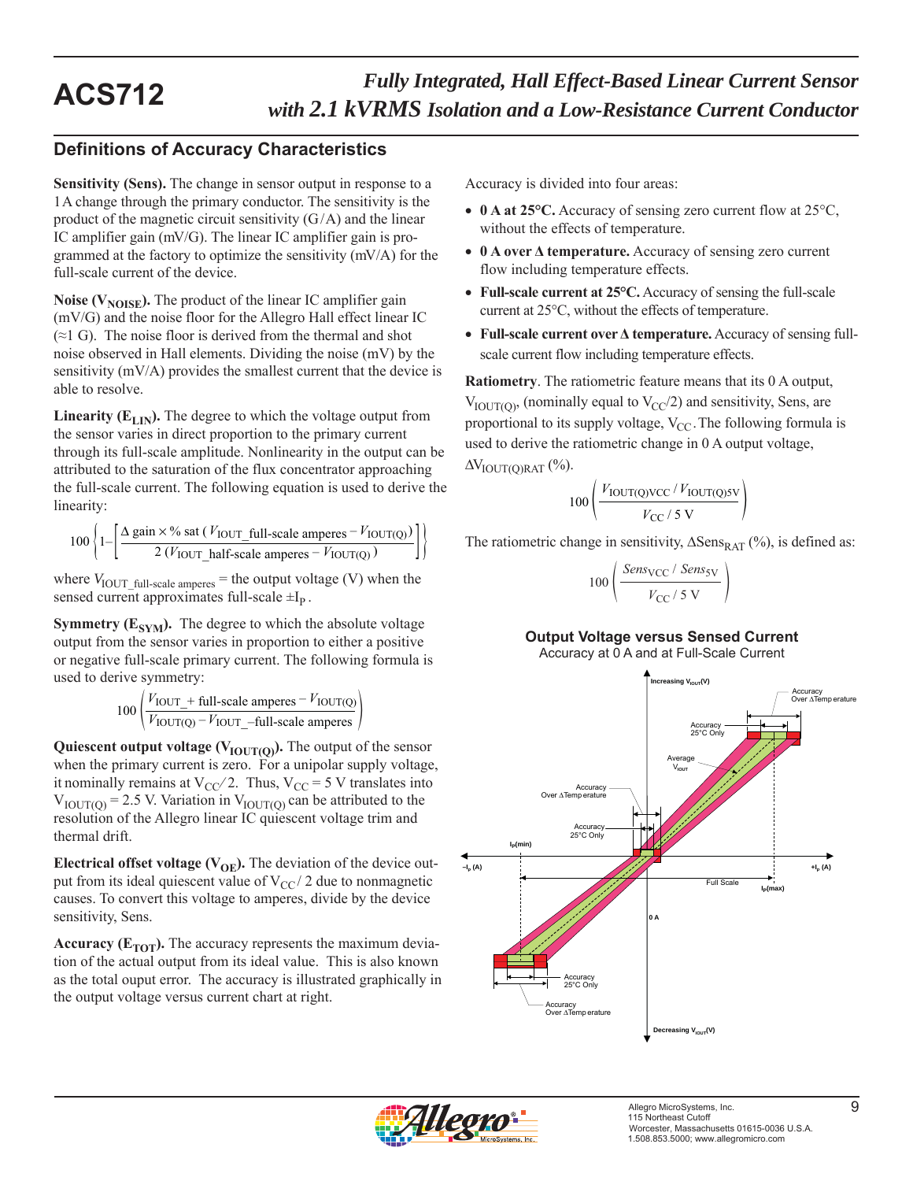## Definitions of Accuracy Characteristics

**Sensitivity (Sens).** The change in sensor output in response to a 1A change through the primary conductor. The sensitivity is the product of the magnetic circuit sensitivity (G/A) and the linear IC amplifier gain (mV/G). The linear IC amplifier gain is programmed at the factory to optimize the sensitivity (mV/A) for the full-scale current of the device.

**Noise ($V_{NOISE}$).** The product of the linear IC amplifier gain (mV/G) and the noise floor for the Allegro Hall effect linear IC (≈1 G). The noise floor is derived from the thermal and shot noise observed in Hall elements. Dividing the noise (mV) by the sensitivity (mV/A) provides the smallest current that the device is able to resolve.

**Linearity ($E_{LIN}$).** The degree to which the voltage output from the sensor varies in direct proportion to the primary current through its full-scale amplitude. Nonlinearity in the output can be attributed to the saturation of the flux concentrator approaching the full-scale current. The following equation is used to derive the linearity:

$$100 \left\{ 1 - \left[ \frac{\Delta \text{ gain} \times \% \text{ sat } ( V_{\text{IOUT\_full-scale amperes}} - V_{\text{IOUT(Q)}} )}{2\,( V_{\text{IOUT\_half-scale amperes}} - V_{\text{IOUT(Q)}} )} \right] \right\}$$

where $V_{\text{IOUT\_full-scale amperes}}$ = the output voltage (V) when the sensed current approximates full-scale $\pm I_P$.

**Symmetry ($E_{SYM}$).** The degree to which the absolute voltage output from the sensor varies in proportion to either a positive or negative full-scale primary current. The following formula is used to derive symmetry:

$$100 \left( \frac{V_{\text{IOUT\_+ full-scale amperes}} - V_{\text{IOUT(Q)}}}{V_{\text{IOUT(Q)}} - V_{\text{IOUT\_–full-scale amperes}}} \right)$$

**Quiescent output voltage ($V_{IOUT(Q)}$).** The output of the sensor when the primary current is zero. For a unipolar supply voltage, it nominally remains at $V_{CC}/2$. Thus, $V_{CC}$ = 5 V translates into $V_{IOUT(Q)}$ = 2.5 V. Variation in $V_{IOUT(Q)}$ can be attributed to the resolution of the Allegro linear IC quiescent voltage trim and thermal drift.

**Electrical offset voltage ($V_{OE}$).** The deviation of the device output from its ideal quiescent value of $V_{CC}/2$ due to nonmagnetic causes. To convert this voltage to amperes, divide by the device sensitivity, Sens.

**Accuracy ($E_{TOT}$).** The accuracy represents the maximum deviation of the actual output from its ideal value. This is also known as the total ouput error. The accuracy is illustrated graphically in the output voltage versus current chart at right.

Accuracy is divided into four areas:

- **0 A at 25°C.** Accuracy of sensing zero current flow at 25°C, without the effects of temperature.
- **0 A over Δ temperature.** Accuracy of sensing zero current flow including temperature effects.
- **Full-scale current at 25°C.** Accuracy of sensing the full-scale current at 25°C, without the effects of temperature.
- **Full-scale current over Δ temperature.** Accuracy of sensing full-scale current flow including temperature effects.

**Ratiometry**. The ratiometric feature means that its 0 A output, $V_{IOUT(Q)}$, (nominally equal to $V_{CC}/2$) and sensitivity, Sens, are proportional to its supply voltage, $V_{CC}$. The following formula is used to derive the ratiometric change in 0 A output voltage, $\Delta V_{IOUT(Q)RAT}$ (%).

$$100 \left( \frac{V_{\text{IOUT(Q)VCC}} \,/\, V_{\text{IOUT(Q)5V}}}{V_{CC} \,/\, 5\text{ V}} \right)$$

The ratiometric change in sensitivity, $\Delta Sens_{RAT}$ (%), is defined as:

$$100 \left( \frac{Sens_{VCC} \,/\, Sens_{5V}}{V_{CC} \,/\, 5\text{ V}} \right)$$

**Output Voltage versus Sensed Current**

Accuracy at 0 A and at Full-Scale Current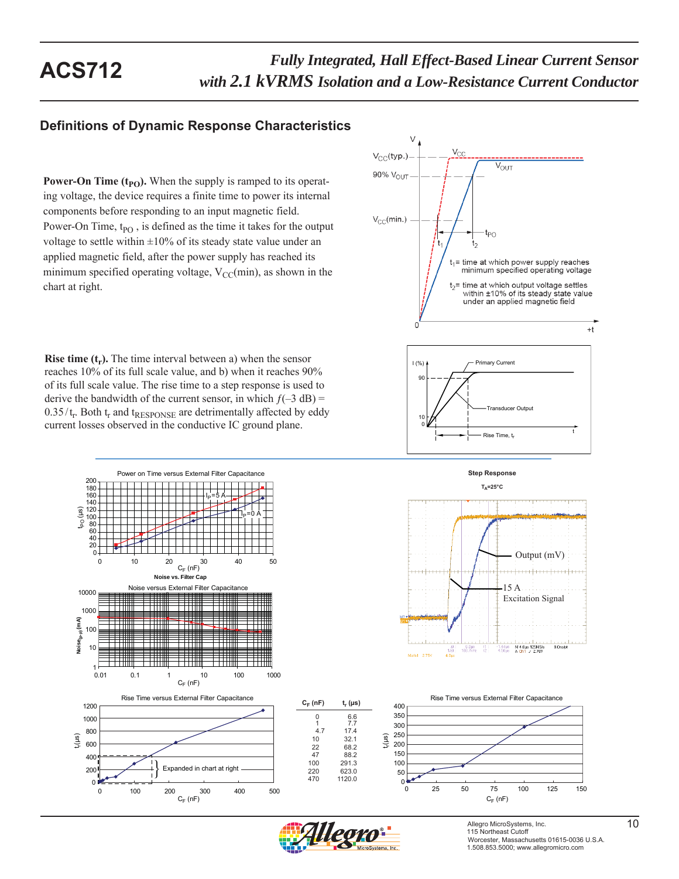## Definitions of Dynamic Response Characteristics

**Power-On Time ($t_{PO}$).** When the supply is ramped to its operating voltage, the device requires a finite time to power its internal components before responding to an input magnetic field. Power-On Time, $t_{PO}$ , is defined as the time it takes for the output voltage to settle within ±10% of its steady state value under an applied magnetic field, after the power supply has reached its minimum specified operating voltage, $V_{CC}$(min), as shown in the chart at right.

$t_1$= time at which power supply reaches minimum specified operating voltage

$t_2$= time at which output voltage settles within ±10% of its steady state value under an applied magnetic field

**Rise time ($t_r$).** The time interval between a) when the sensor reaches 10% of its full scale value, and b) when it reaches 90% of its full scale value. The rise time to a step response is used to derive the bandwidth of the current sensor, in which $f(–3 \text{ dB}) = 0.35/t_r$. Both $t_r$ and $t_{RESPONSE}$ are detrimentally affected by eddy current losses observed in the conductive IC ground plane.

Power on Time versus External Filter Capacitance

Noise versus External Filter Capacitance

Step Response, $T_A$=25°C

Rise Time versus External Filter Capacitance

| $C_F$ (nF) | $t_r$ (µs) |
|---|---|
| 0 | 6.6 |
| 1 | 7.7 |
| 4.7 | 17.4 |
| 10 | 32.1 |
| 22 | 68.2 |
| 47 | 88.2 |
| 100 | 291.3 |
| 220 | 623.0 |
| 470 | 1120.0 |

Rise Time versus External Filter Capacitance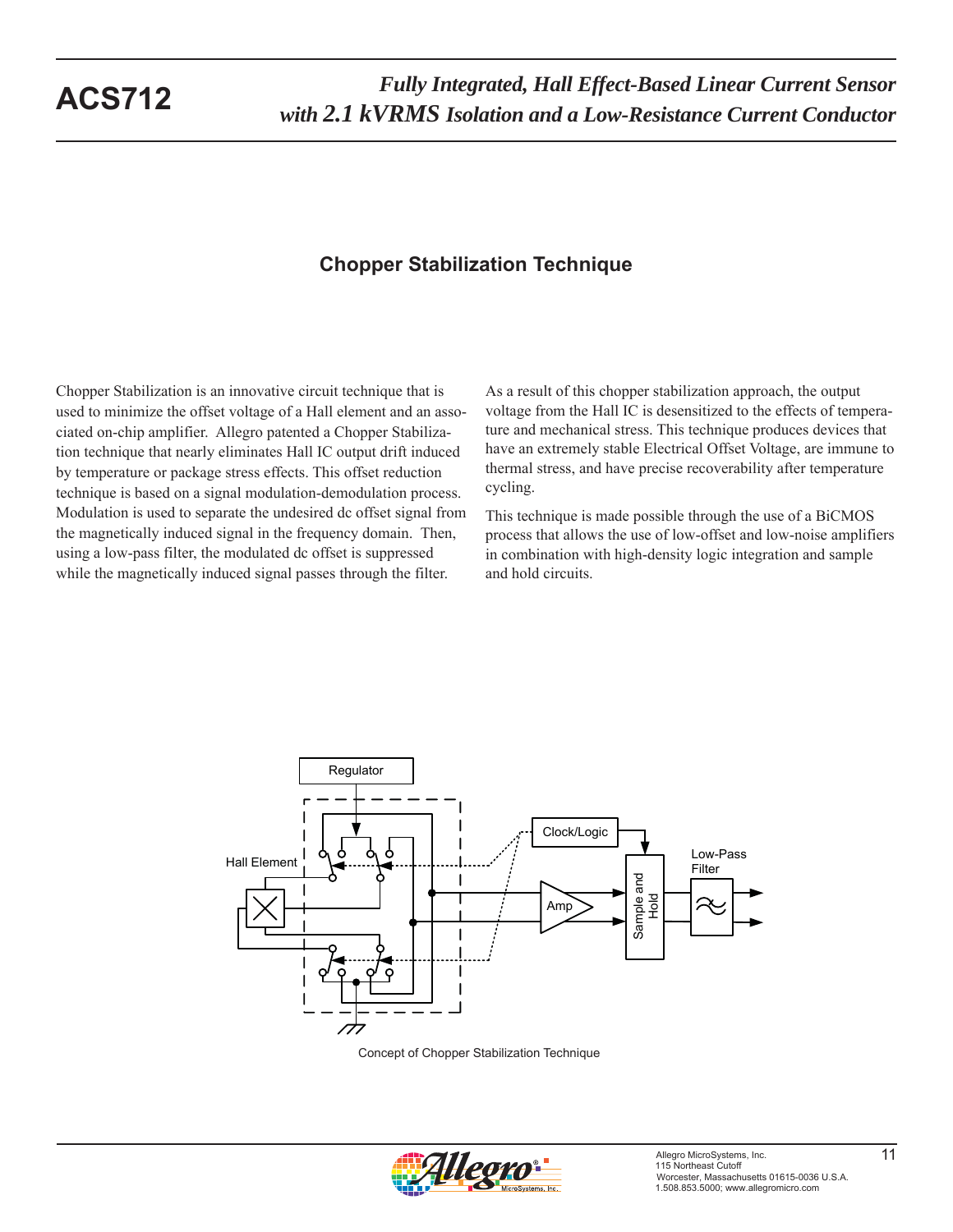## Chopper Stabilization Technique

Chopper Stabilization is an innovative circuit technique that is used to minimize the offset voltage of a Hall element and an associated on-chip amplifier. Allegro patented a Chopper Stabilization technique that nearly eliminates Hall IC output drift induced by temperature or package stress effects. This offset reduction technique is based on a signal modulation-demodulation process. Modulation is used to separate the undesired dc offset signal from the magnetically induced signal in the frequency domain. Then, using a low-pass filter, the modulated dc offset is suppressed while the magnetically induced signal passes through the filter.

As a result of this chopper stabilization approach, the output voltage from the Hall IC is desensitized to the effects of temperature and mechanical stress. This technique produces devices that have an extremely stable Electrical Offset Voltage, are immune to thermal stress, and have precise recoverability after temperature cycling.

This technique is made possible through the use of a BiCMOS process that allows the use of low-offset and low-noise amplifiers in combination with high-density logic integration and sample and hold circuits.

Concept of Chopper Stabilization Technique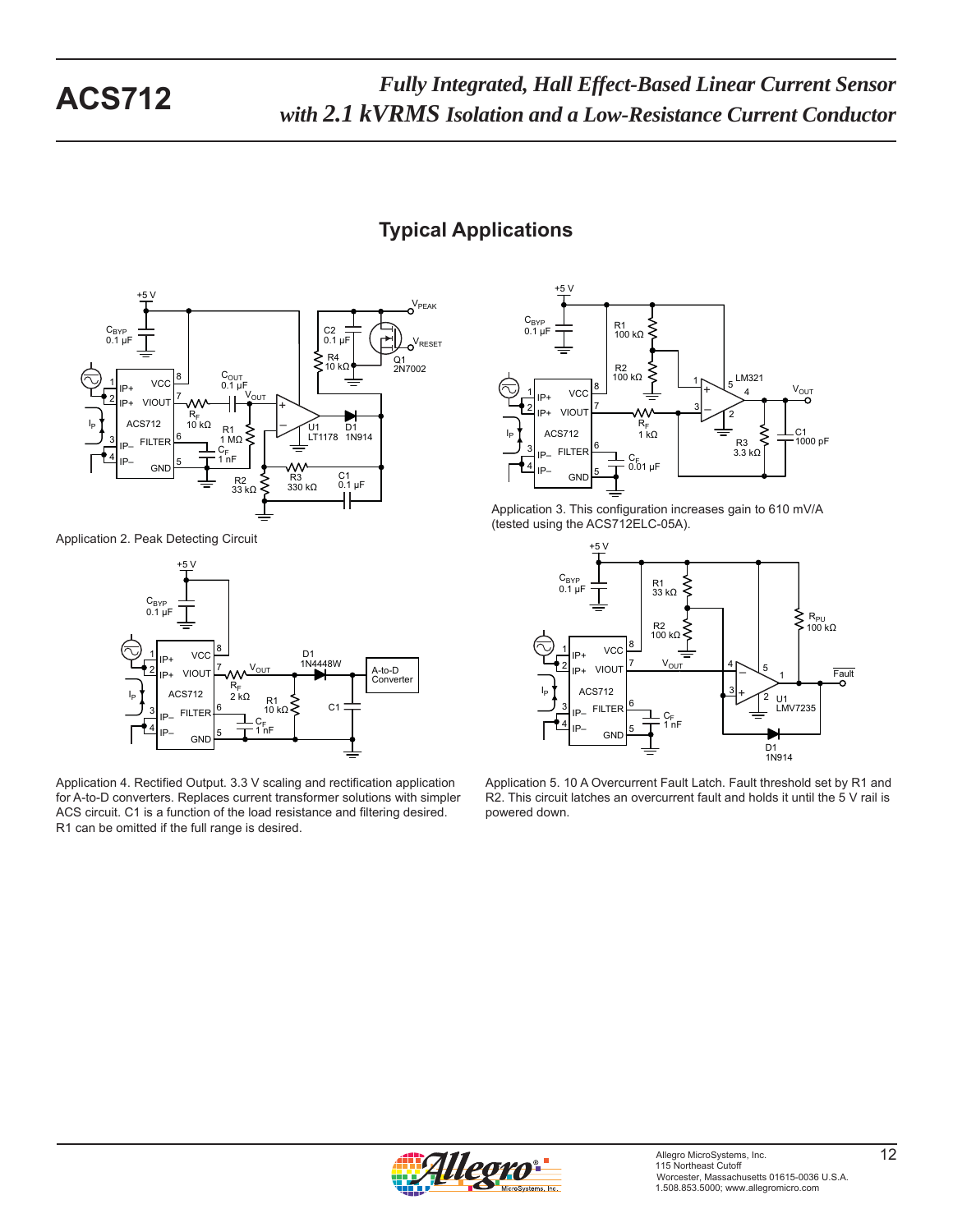## Typical Applications

Application 2. Peak Detecting Circuit

Application 3. This configuration increases gain to 610 mV/A (tested using the ACS712ELC-05A).

Application 4. Rectified Output. 3.3 V scaling and rectification application for A-to-D converters. Replaces current transformer solutions with simpler ACS circuit. C1 is a function of the load resistance and filtering desired. R1 can be omitted if the full range is desired.

Application 5. 10 A Overcurrent Fault Latch. Fault threshold set by R1 and R2. This circuit latches an overcurrent fault and holds it until the 5 V rail is powered down.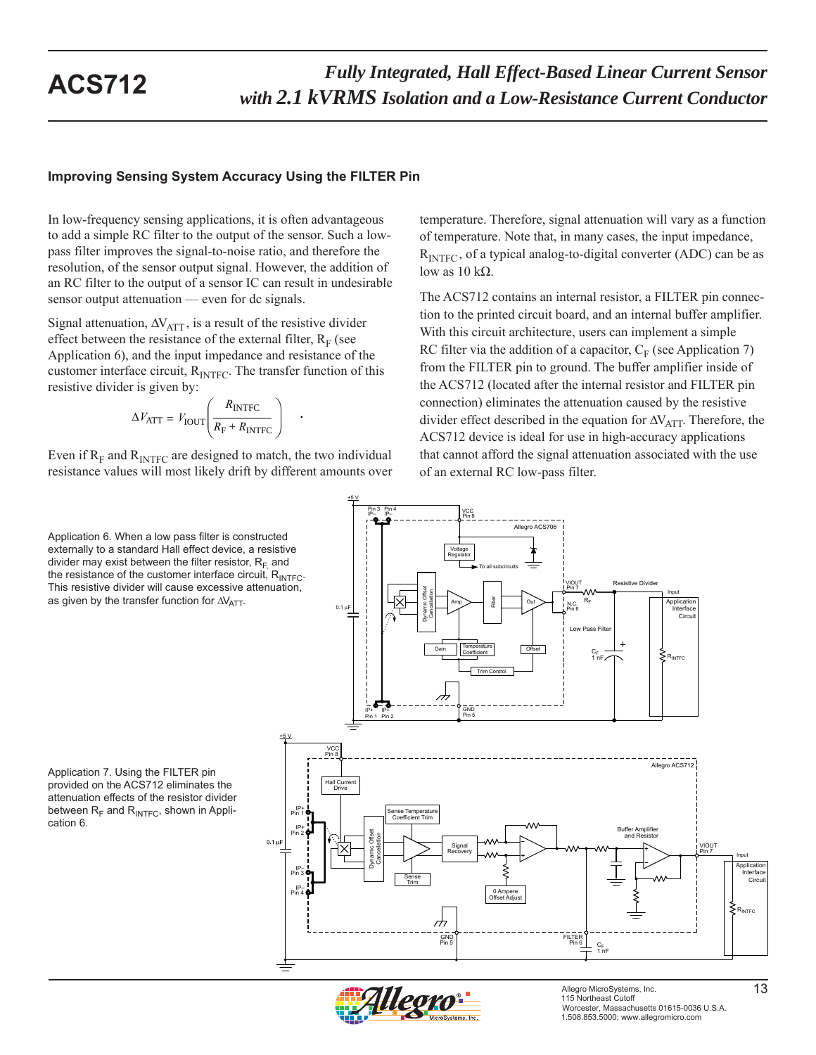## Improving Sensing System Accuracy Using the FILTER Pin

In low-frequency sensing applications, it is often advantageous to add a simple RC filter to the output of the sensor. Such a low-pass filter improves the signal-to-noise ratio, and therefore the resolution, of the sensor output signal. However, the addition of an RC filter to the output of a sensor IC can result in undesirable sensor output attenuation — even for dc signals.

Signal attenuation, $\Delta V_{ATT}$, is a result of the resistive divider effect between the resistance of the external filter, $R_F$ (see Application 6), and the input impedance and resistance of the customer interface circuit, $R_{INTFC}$. The transfer function of this resistive divider is given by:

$$\Delta V_{ATT} = V_{IOUT}\left(\frac{R_{INTFC}}{R_F + R_{INTFC}}\right) .$$

Even if $R_F$ and $R_{INTFC}$ are designed to match, the two individual resistance values will most likely drift by different amounts over temperature. Therefore, signal attenuation will vary as a function of temperature. Note that, in many cases, the input impedance, $R_{INTFC}$, of a typical analog-to-digital converter (ADC) can be as low as 10 kΩ.

The ACS712 contains an internal resistor, a FILTER pin connection to the printed circuit board, and an internal buffer amplifier. With this circuit architecture, users can implement a simple RC filter via the addition of a capacitor, $C_F$ (see Application 7) from the FILTER pin to ground. The buffer amplifier inside of the ACS712 (located after the internal resistor and FILTER pin connection) eliminates the attenuation caused by the resistive divider effect described in the equation for $\Delta V_{ATT}$. Therefore, the ACS712 device is ideal for use in high-accuracy applications that cannot afford the signal attenuation associated with the use of an external RC low-pass filter.

Application 6. When a low pass filter is constructed externally to a standard Hall effect device, a resistive divider may exist between the filter resistor, $R_F$, and the resistance of the customer interface circuit, $R_{INTFC}$. This resistive divider will cause excessive attenuation, as given by the transfer function for $\Delta V_{ATT}$.

Application 7. Using the FILTER pin provided on the ACS712 eliminates the attenuation effects of the resistor divider between $R_F$ and $R_{INTFC}$, shown in Application 6.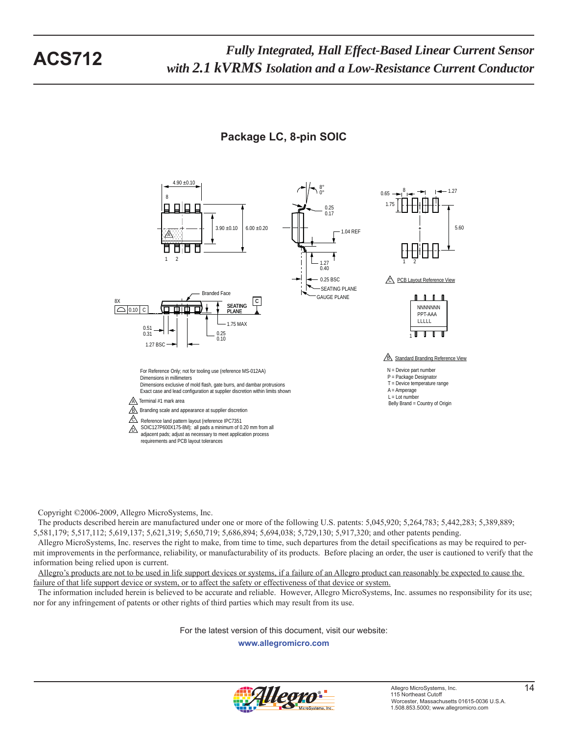## Package LC, 8-pin SOIC

4.90 ±0.10

8

3.90 ±0.10

6.00 ±0.20

A

1 2

8°
0°

0.25
0.17

1.04 REF

1.27
0.40

0.25 BSC

SEATING PLANE

GAUGE PLANE

0.65

8

1.27

1.75

5.60

1 2

C PCB Layout Reference View

Branded Face

8X

0.10 C

SEATING PLANE

C

1.75 MAX

0.51
0.31

0.25
0.10

1.27 BSC

NNNNNNN
PPT-AAA
LLLLL

1

B Standard Branding Reference View

N = Device part number
P = Package Designator
T = Device temperature range
A = Amperage
L = Lot number
Belly Brand = Country of Origin

For Reference Only; not for tooling use (reference MS-012AA)
Dimensions in millimeters
Dimensions exclusive of mold flash, gate burrs, and dambar protrusions
Exact case and lead configuration at supplier discretion within limits shown

A Terminal #1 mark area

B Branding scale and appearance at supplier discretion

C Reference land pattern layout (reference IPC7351 SOIC127P600X175-8M); all pads a minimum of 0.20 mm from all adjacent pads; adjust as necessary to meet application process requirements and PCB layout tolerances

Copyright ©2006-2009, Allegro MicroSystems, Inc.

The products described herein are manufactured under one or more of the following U.S. patents: 5,045,920; 5,264,783; 5,442,283; 5,389,889; 5,581,179; 5,517,112; 5,619,137; 5,621,319; 5,650,719; 5,686,894; 5,694,038; 5,729,130; 5,917,320; and other patents pending.

Allegro MicroSystems, Inc. reserves the right to make, from time to time, such departures from the detail specifications as may be required to permit improvements in the performance, reliability, or manufacturability of its products. Before placing an order, the user is cautioned to verify that the information being relied upon is current.

Allegro's products are not to be used in life support devices or systems, if a failure of an Allegro product can reasonably be expected to cause the failure of that life support device or system, or to affect the safety or effectiveness of that device or system.

The information included herein is believed to be accurate and reliable. However, Allegro MicroSystems, Inc. assumes no responsibility for its use; nor for any infringement of patents or other rights of third parties which may result from its use.

For the latest version of this document, visit our website:

**www.allegromicro.com**